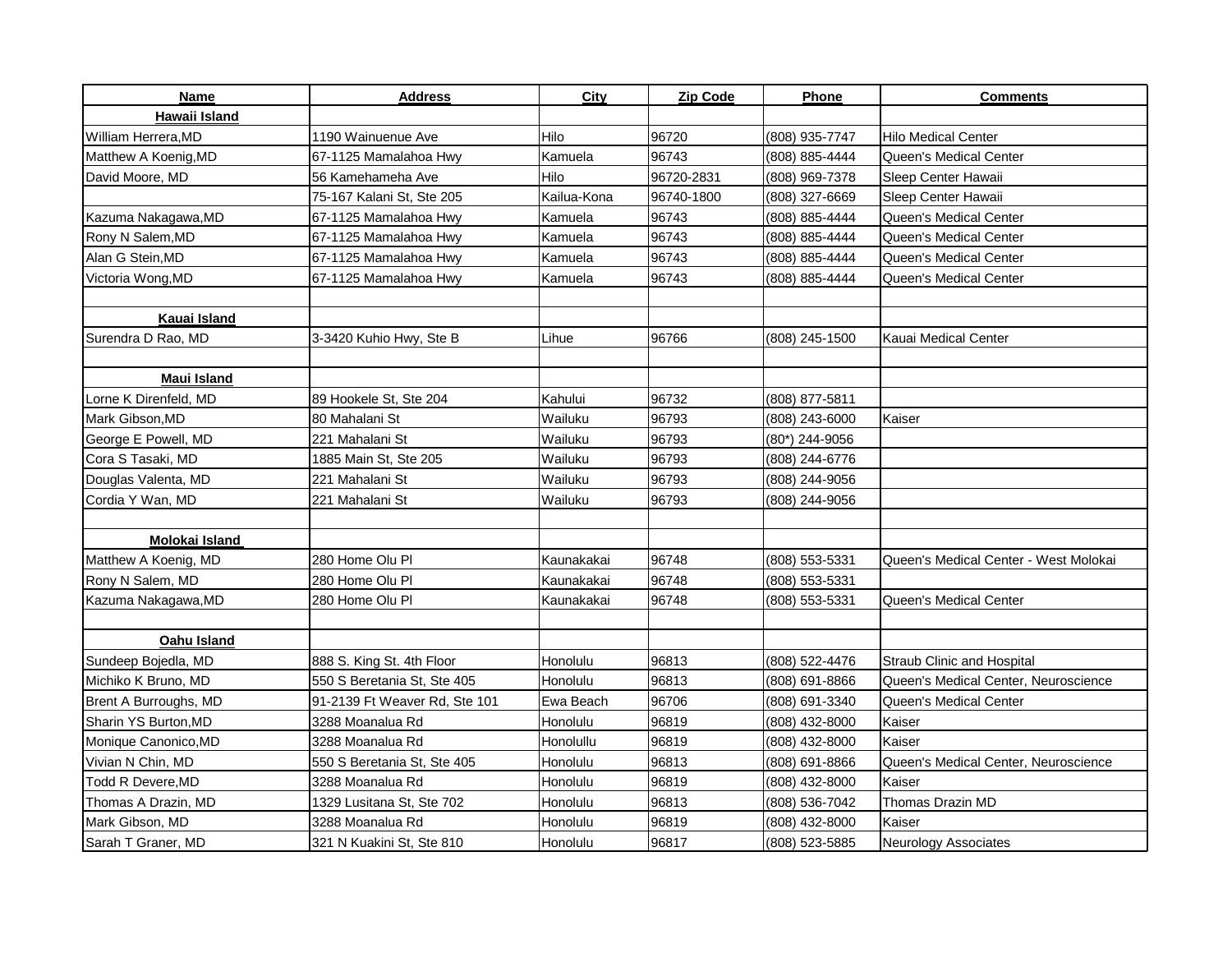| Name | Address | City | Zip Code | Phone | Comments |
|---|---|---|---|---|---|
| **Hawaii Island** | | | | | |
| William Herrera,MD | 1190 Wainuenue Ave | Hilo | 96720 | (808) 935-7747 | Hilo Medical Center |
| Matthew A Koenig,MD | 67-1125 Mamalahoa Hwy | Kamuela | 96743 | (808) 885-4444 | Queen's Medical Center |
| David Moore, MD | 56 Kamehameha Ave | Hilo | 96720-2831 | (808) 969-7378 | Sleep Center Hawaii |
| | 75-167 Kalani St, Ste 205 | Kailua-Kona | 96740-1800 | (808) 327-6669 | Sleep Center Hawaii |
| Kazuma Nakagawa,MD | 67-1125 Mamalahoa Hwy | Kamuela | 96743 | (808) 885-4444 | Queen's Medical Center |
| Rony N Salem,MD | 67-1125 Mamalahoa Hwy | Kamuela | 96743 | (808) 885-4444 | Queen's Medical Center |
| Alan G Stein,MD | 67-1125 Mamalahoa Hwy | Kamuela | 96743 | (808) 885-4444 | Queen's Medical Center |
| Victoria Wong,MD | 67-1125 Mamalahoa Hwy | Kamuela | 96743 | (808) 885-4444 | Queen's Medical Center |
| | | | | | |
| **Kauai Island** | | | | | |
| Surendra D Rao, MD | 3-3420 Kuhio Hwy, Ste B | Lihue | 96766 | (808) 245-1500 | Kauai Medical Center |
| | | | | | |
| **Maui Island** | | | | | |
| Lorne K Direnfeld, MD | 89 Hookele St, Ste 204 | Kahului | 96732 | (808) 877-5811 | |
| Mark Gibson,MD | 80 Mahalani St | Wailuku | 96793 | (808) 243-6000 | Kaiser |
| George E Powell, MD | 221 Mahalani St | Wailuku | 96793 | (80*) 244-9056 | |
| Cora S Tasaki, MD | 1885 Main St, Ste 205 | Wailuku | 96793 | (808) 244-6776 | |
| Douglas Valenta, MD | 221 Mahalani St | Wailuku | 96793 | (808) 244-9056 | |
| Cordia Y Wan, MD | 221 Mahalani St | Wailuku | 96793 | (808) 244-9056 | |
| | | | | | |
| **Molokai Island** | | | | | |
| Matthew A Koenig, MD | 280 Home Olu Pl | Kaunakakai | 96748 | (808) 553-5331 | Queen's Medical Center - West Molokai |
| Rony N Salem, MD | 280 Home Olu Pl | Kaunakakai | 96748 | (808) 553-5331 | |
| Kazuma Nakagawa,MD | 280 Home Olu Pl | Kaunakakai | 96748 | (808) 553-5331 | Queen's Medical Center |
| | | | | | |
| **Oahu Island** | | | | | |
| Sundeep Bojedla, MD | 888 S. King St. 4th Floor | Honolulu | 96813 | (808) 522-4476 | Straub Clinic and Hospital |
| Michiko K Bruno, MD | 550 S Beretania St, Ste 405 | Honolulu | 96813 | (808) 691-8866 | Queen's Medical Center, Neuroscience |
| Brent A Burroughs, MD | 91-2139 Ft Weaver Rd, Ste 101 | Ewa Beach | 96706 | (808) 691-3340 | Queen's Medical Center |
| Sharin YS Burton,MD | 3288 Moanalua Rd | Honolulu | 96819 | (808) 432-8000 | Kaiser |
| Monique Canonico,MD | 3288 Moanalua Rd | Honolullu | 96819 | (808) 432-8000 | Kaiser |
| Vivian N Chin, MD | 550 S Beretania St, Ste 405 | Honolulu | 96813 | (808) 691-8866 | Queen's Medical Center, Neuroscience |
| Todd R Devere,MD | 3288 Moanalua Rd | Honolulu | 96819 | (808) 432-8000 | Kaiser |
| Thomas A Drazin, MD | 1329 Lusitana St, Ste 702 | Honolulu | 96813 | (808) 536-7042 | Thomas Drazin MD |
| Mark Gibson, MD | 3288 Moanalua Rd | Honolulu | 96819 | (808) 432-8000 | Kaiser |
| Sarah T Graner, MD | 321 N Kuakini St, Ste 810 | Honolulu | 96817 | (808) 523-5885 | Neurology Associates |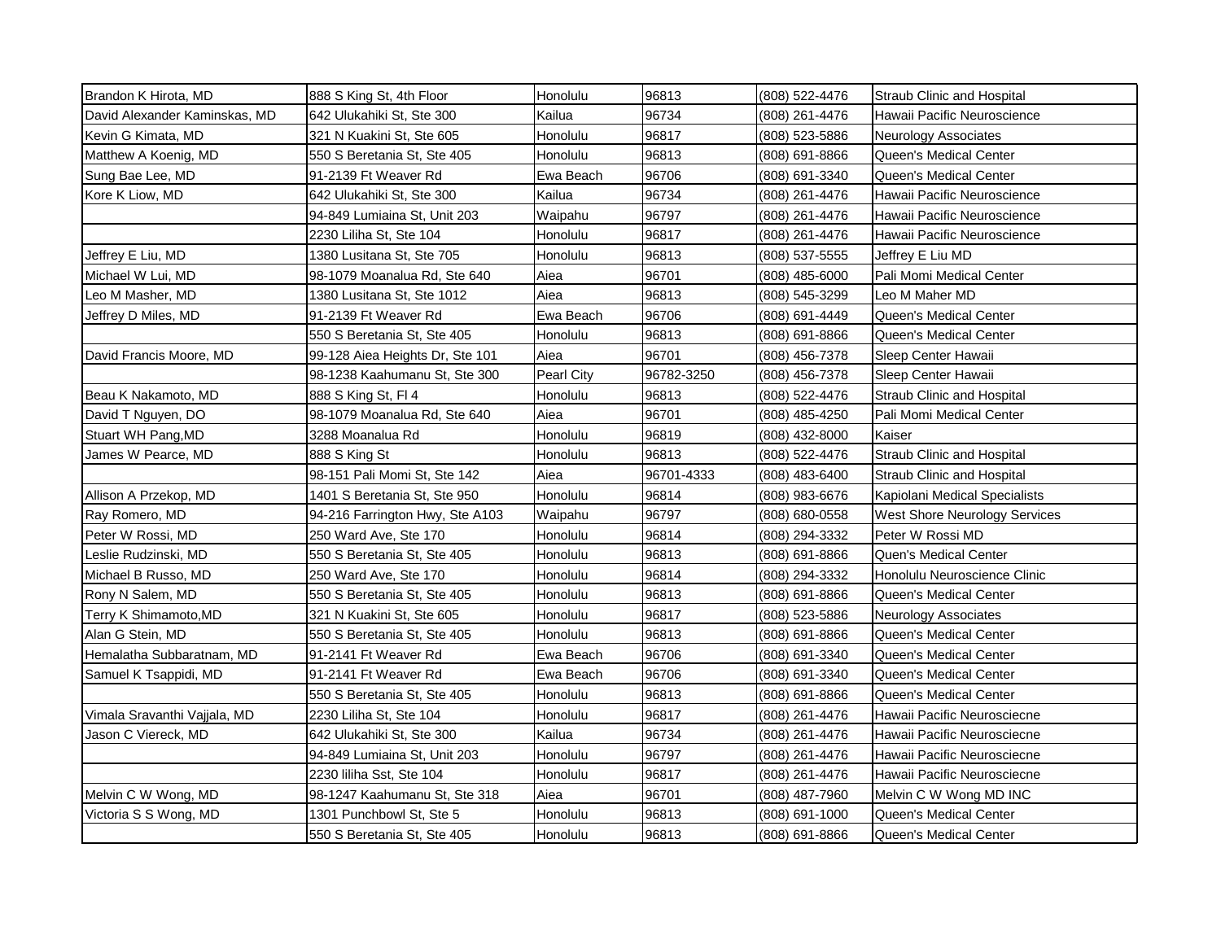| | | | | | |
|---|---|---|---|---|---|
| Brandon K Hirota, MD | 888 S King St, 4th Floor | Honolulu | 96813 | (808) 522-4476 | Straub Clinic and Hospital |
| David Alexander Kaminskas, MD | 642 Ulukahiki St, Ste 300 | Kailua | 96734 | (808) 261-4476 | Hawaii Pacific Neuroscience |
| Kevin G Kimata, MD | 321 N Kuakini St, Ste 605 | Honolulu | 96817 | (808) 523-5886 | Neurology Associates |
| Matthew A Koenig, MD | 550 S Beretania St, Ste 405 | Honolulu | 96813 | (808) 691-8866 | Queen's Medical Center |
| Sung Bae Lee, MD | 91-2139 Ft Weaver Rd | Ewa Beach | 96706 | (808) 691-3340 | Queen's Medical Center |
| Kore K Liow, MD | 642 Ulukahiki St, Ste 300 | Kailua | 96734 | (808) 261-4476 | Hawaii Pacific Neuroscience |
| | 94-849 Lumiaina St, Unit 203 | Waipahu | 96797 | (808) 261-4476 | Hawaii Pacific Neuroscience |
| | 2230 Liliha St, Ste 104 | Honolulu | 96817 | (808) 261-4476 | Hawaii Pacific Neuroscience |
| Jeffrey E Liu, MD | 1380 Lusitana St, Ste 705 | Honolulu | 96813 | (808) 537-5555 | Jeffrey E Liu MD |
| Michael W Lui, MD | 98-1079 Moanalua Rd, Ste 640 | Aiea | 96701 | (808) 485-6000 | Pali Momi Medical Center |
| Leo M Masher, MD | 1380 Lusitana St, Ste 1012 | Aiea | 96813 | (808) 545-3299 | Leo M Maher MD |
| Jeffrey D Miles, MD | 91-2139 Ft Weaver Rd | Ewa Beach | 96706 | (808) 691-4449 | Queen's Medical Center |
| | 550 S Beretania St, Ste 405 | Honolulu | 96813 | (808) 691-8866 | Queen's Medical Center |
| David Francis Moore, MD | 99-128 Aiea Heights Dr, Ste 101 | Aiea | 96701 | (808) 456-7378 | Sleep Center Hawaii |
| | 98-1238 Kaahumanu St, Ste 300 | Pearl City | 96782-3250 | (808) 456-7378 | Sleep Center Hawaii |
| Beau K Nakamoto, MD | 888 S King St, Fl 4 | Honolulu | 96813 | (808) 522-4476 | Straub Clinic and Hospital |
| David T Nguyen, DO | 98-1079 Moanalua Rd, Ste 640 | Aiea | 96701 | (808) 485-4250 | Pali Momi Medical Center |
| Stuart WH Pang,MD | 3288 Moanalua Rd | Honolulu | 96819 | (808) 432-8000 | Kaiser |
| James W Pearce, MD | 888 S King St | Honolulu | 96813 | (808) 522-4476 | Straub Clinic and Hospital |
| | 98-151 Pali Momi St, Ste 142 | Aiea | 96701-4333 | (808) 483-6400 | Straub Clinic and Hospital |
| Allison A Przekop, MD | 1401 S Beretania St, Ste 950 | Honolulu | 96814 | (808) 983-6676 | Kapiolani Medical Specialists |
| Ray Romero, MD | 94-216 Farrington Hwy, Ste A103 | Waipahu | 96797 | (808) 680-0558 | West Shore Neurology Services |
| Peter W Rossi, MD | 250 Ward Ave, Ste 170 | Honolulu | 96814 | (808) 294-3332 | Peter W Rossi MD |
| Leslie Rudzinski, MD | 550 S Beretania St, Ste 405 | Honolulu | 96813 | (808) 691-8866 | Quen's Medical Center |
| Michael B Russo, MD | 250 Ward Ave, Ste 170 | Honolulu | 96814 | (808) 294-3332 | Honolulu Neuroscience Clinic |
| Rony N Salem, MD | 550 S Beretania St, Ste 405 | Honolulu | 96813 | (808) 691-8866 | Queen's Medical Center |
| Terry K Shimamoto,MD | 321 N Kuakini St, Ste 605 | Honolulu | 96817 | (808) 523-5886 | Neurology Associates |
| Alan G Stein, MD | 550 S Beretania St, Ste 405 | Honolulu | 96813 | (808) 691-8866 | Queen's Medical Center |
| Hemalatha Subbaratnam, MD | 91-2141 Ft Weaver Rd | Ewa Beach | 96706 | (808) 691-3340 | Queen's Medical Center |
| Samuel K Tsappidi, MD | 91-2141 Ft Weaver Rd | Ewa Beach | 96706 | (808) 691-3340 | Queen's Medical Center |
| | 550 S Beretania St, Ste 405 | Honolulu | 96813 | (808) 691-8866 | Queen's Medical Center |
| Vimala Sravanthi Vajjala, MD | 2230 Liliha St, Ste 104 | Honolulu | 96817 | (808) 261-4476 | Hawaii Pacific Neurosciecne |
| Jason C Viereck, MD | 642 Ulukahiki St, Ste 300 | Kailua | 96734 | (808) 261-4476 | Hawaii Pacific Neurosciecne |
| | 94-849 Lumiaina St, Unit 203 | Honolulu | 96797 | (808) 261-4476 | Hawaii Pacific Neurosciecne |
| | 2230 liliha Sst, Ste 104 | Honolulu | 96817 | (808) 261-4476 | Hawaii Pacific Neurosciecne |
| Melvin C W Wong, MD | 98-1247 Kaahumanu St, Ste 318 | Aiea | 96701 | (808) 487-7960 | Melvin C W Wong MD INC |
| Victoria S S Wong, MD | 1301 Punchbowl St, Ste 5 | Honolulu | 96813 | (808) 691-1000 | Queen's Medical Center |
| | 550 S Beretania St, Ste 405 | Honolulu | 96813 | (808) 691-8866 | Queen's Medical Center |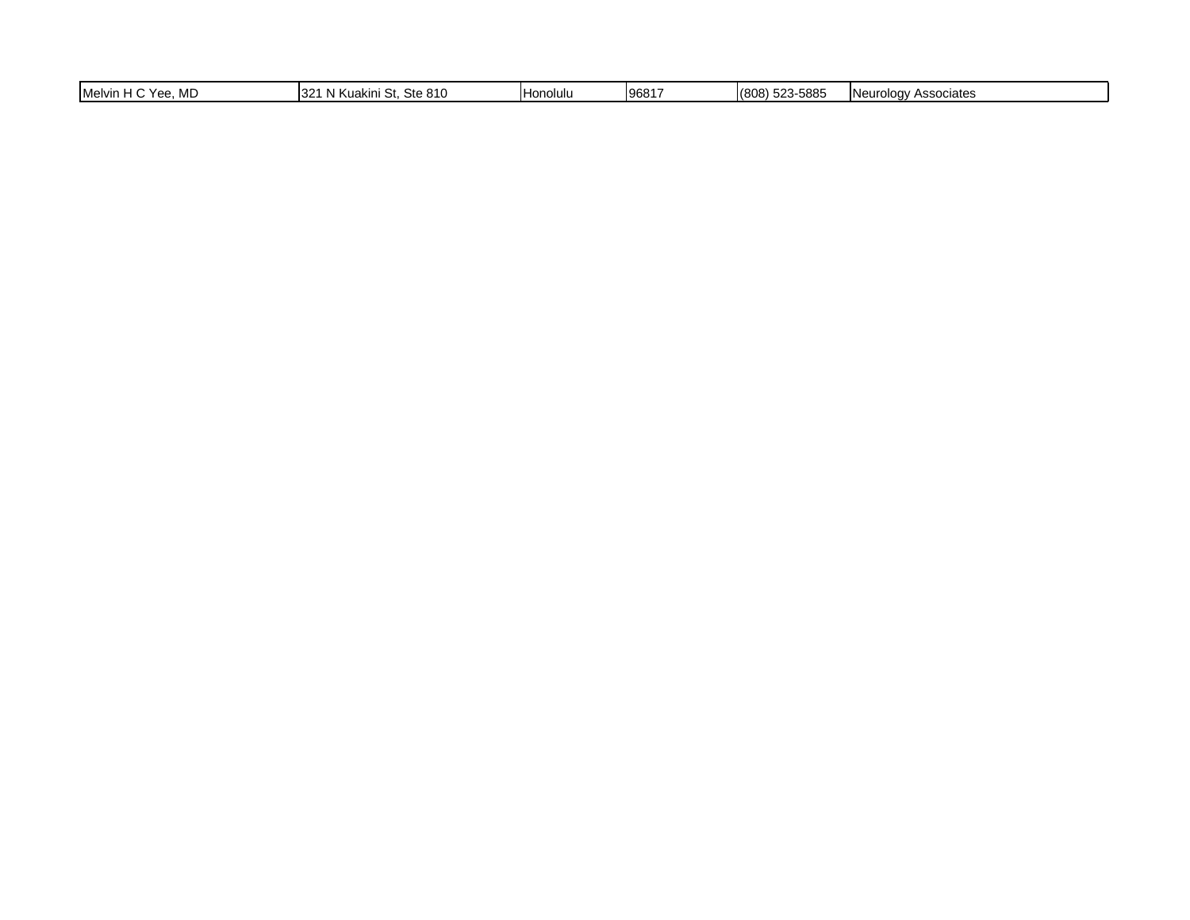| | | | | | |
|---|---|---|---|---|---|
| Melvin H C Yee, MD | 321 N Kuakini St, Ste 810 | Honolulu | 96817 | (808) 523-5885 | Neurology Associates |